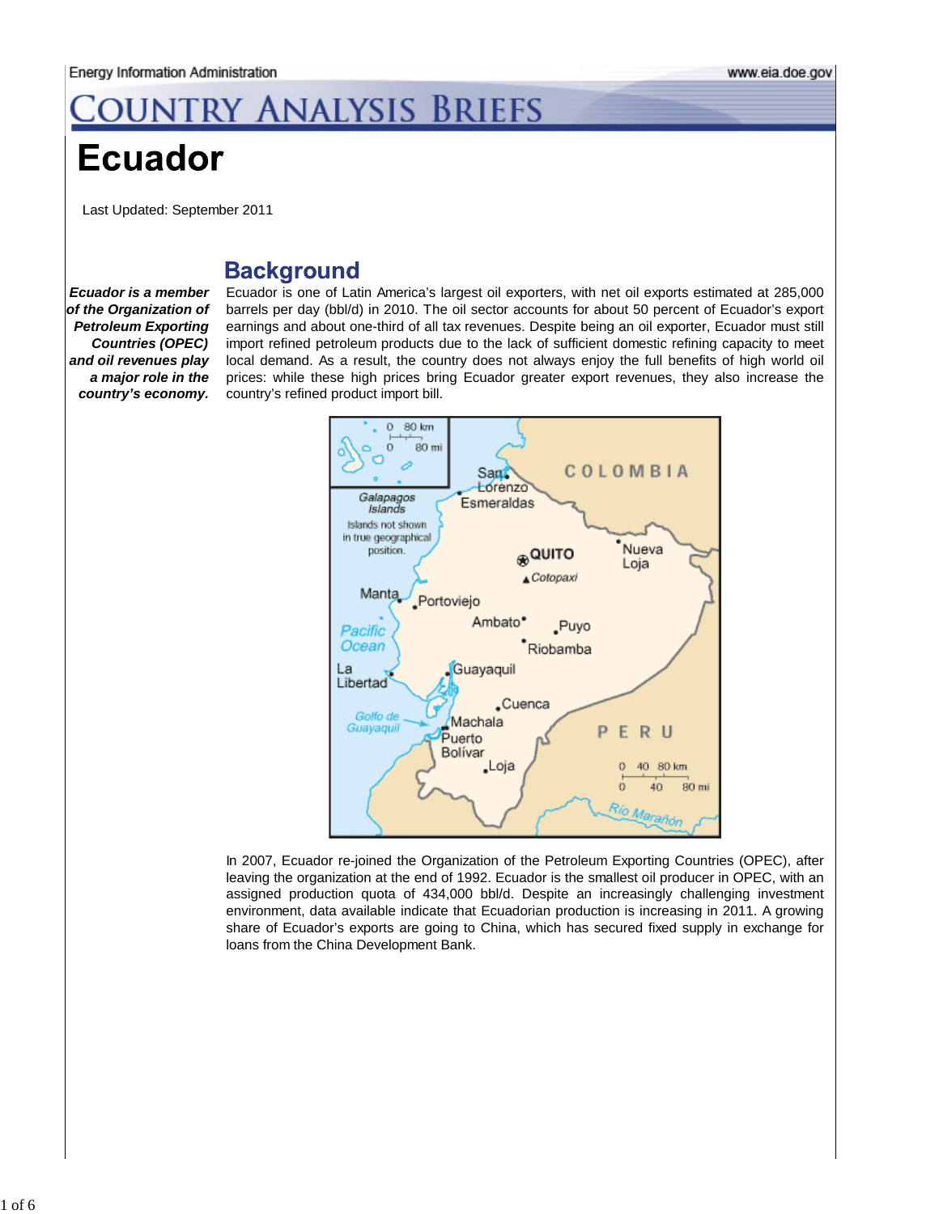# COUNTRY ANALYSIS BRIEFS

# Ecuador

Last Updated: September 2011

## Background

***Ecuador is a member of the Organization of Petroleum Exporting Countries (OPEC) and oil revenues play a major role in the country's economy.***

Ecuador is one of Latin America's largest oil exporters, with net oil exports estimated at 285,000 barrels per day (bbl/d) in 2010. The oil sector accounts for about 50 percent of Ecuador's export earnings and about one-third of all tax revenues. Despite being an oil exporter, Ecuador must still import refined petroleum products due to the lack of sufficient domestic refining capacity to meet local demand. As a result, the country does not always enjoy the full benefits of high world oil prices: while these high prices bring Ecuador greater export revenues, they also increase the country's refined product import bill.

In 2007, Ecuador re-joined the Organization of the Petroleum Exporting Countries (OPEC), after leaving the organization at the end of 1992. Ecuador is the smallest oil producer in OPEC, with an assigned production quota of 434,000 bbl/d. Despite an increasingly challenging investment environment, data available indicate that Ecuadorian production is increasing in 2011. A growing share of Ecuador's exports are going to China, which has secured fixed supply in exchange for loans from the China Development Bank.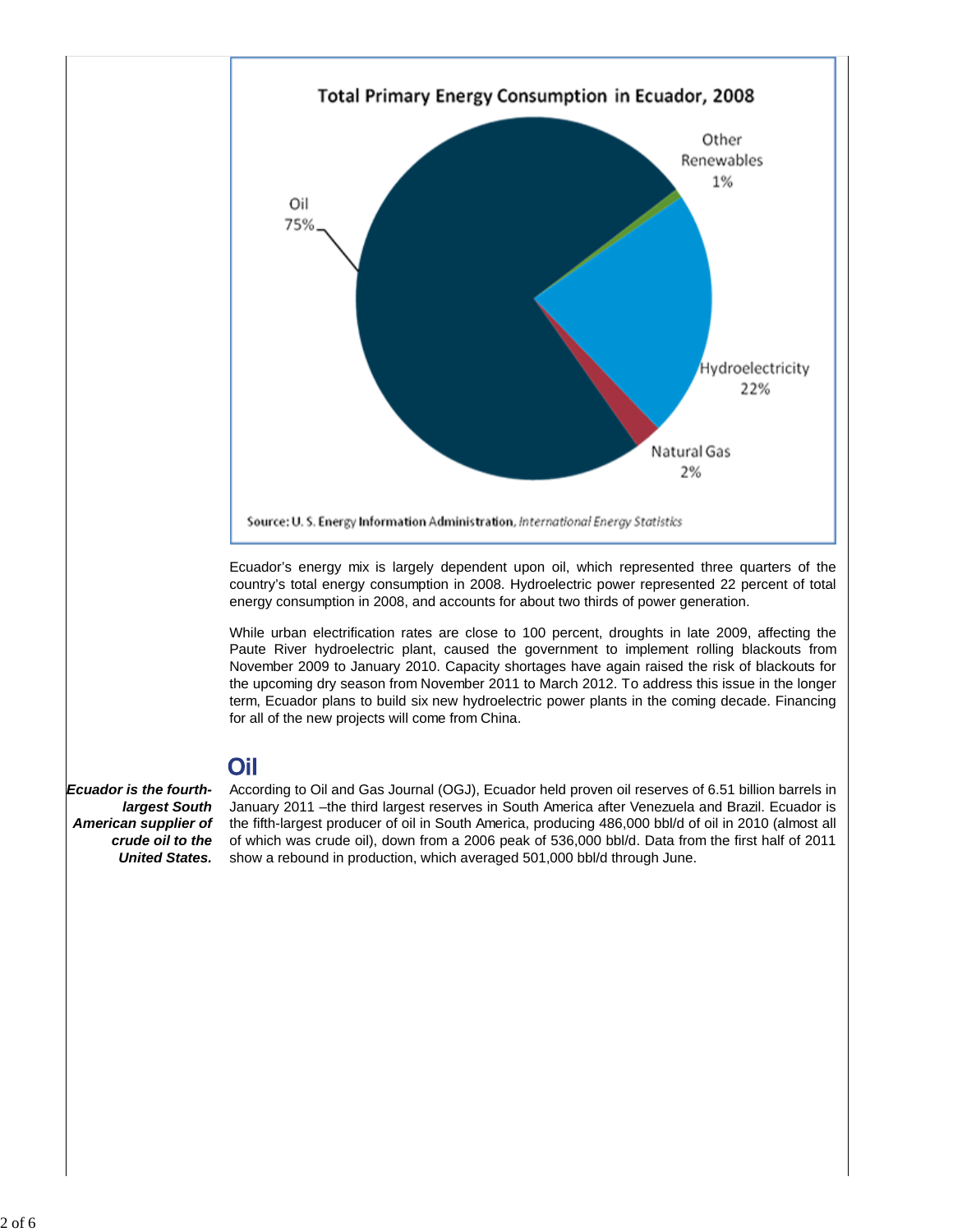**Total Primary Energy Consumption in Ecuador, 2008**

Oil 75%

Other Renewables 1%

Hydroelectricity 22%

Natural Gas 2%

Source: U. S. Energy Information Administration, *International Energy Statistics*

Ecuador's energy mix is largely dependent upon oil, which represented three quarters of the country's total energy consumption in 2008. Hydroelectric power represented 22 percent of total energy consumption in 2008, and accounts for about two thirds of power generation.

While urban electrification rates are close to 100 percent, droughts in late 2009, affecting the Paute River hydroelectric plant, caused the government to implement rolling blackouts from November 2009 to January 2010. Capacity shortages have again raised the risk of blackouts for the upcoming dry season from November 2011 to March 2012. To address this issue in the longer term, Ecuador plans to build six new hydroelectric power plants in the coming decade. Financing for all of the new projects will come from China.

## Oil

***Ecuador is the fourth-largest South American supplier of crude oil to the United States.***

According to Oil and Gas Journal (OGJ), Ecuador held proven oil reserves of 6.51 billion barrels in January 2011 –the third largest reserves in South America after Venezuela and Brazil. Ecuador is the fifth-largest producer of oil in South America, producing 486,000 bbl/d of oil in 2010 (almost all of which was crude oil), down from a 2006 peak of 536,000 bbl/d. Data from the first half of 2011 show a rebound in production, which averaged 501,000 bbl/d through June.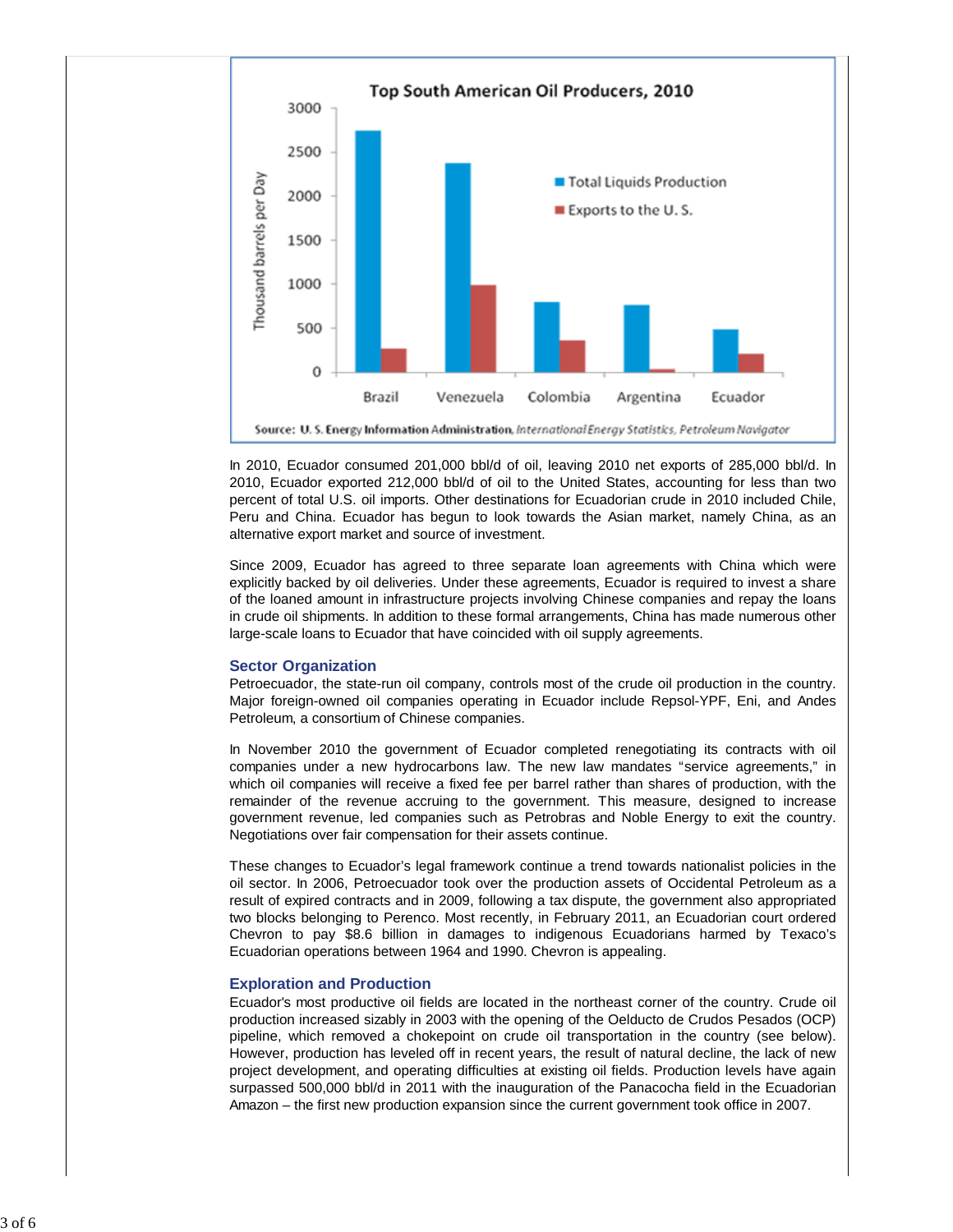**Top South American Oil Producers, 2010**

Source: U. S. Energy Information Administration, *International Energy Statistics, Petroleum Navigator*

In 2010, Ecuador consumed 201,000 bbl/d of oil, leaving 2010 net exports of 285,000 bbl/d. In 2010, Ecuador exported 212,000 bbl/d of oil to the United States, accounting for less than two percent of total U.S. oil imports. Other destinations for Ecuadorian crude in 2010 included Chile, Peru and China. Ecuador has begun to look towards the Asian market, namely China, as an alternative export market and source of investment.

Since 2009, Ecuador has agreed to three separate loan agreements with China which were explicitly backed by oil deliveries. Under these agreements, Ecuador is required to invest a share of the loaned amount in infrastructure projects involving Chinese companies and repay the loans in crude oil shipments. In addition to these formal arrangements, China has made numerous other large-scale loans to Ecuador that have coincided with oil supply agreements.

## Sector Organization

Petroecuador, the state-run oil company, controls most of the crude oil production in the country. Major foreign-owned oil companies operating in Ecuador include Repsol-YPF, Eni, and Andes Petroleum, a consortium of Chinese companies.

In November 2010 the government of Ecuador completed renegotiating its contracts with oil companies under a new hydrocarbons law. The new law mandates "service agreements," in which oil companies will receive a fixed fee per barrel rather than shares of production, with the remainder of the revenue accruing to the government. This measure, designed to increase government revenue, led companies such as Petrobras and Noble Energy to exit the country. Negotiations over fair compensation for their assets continue.

These changes to Ecuador's legal framework continue a trend towards nationalist policies in the oil sector. In 2006, Petroecuador took over the production assets of Occidental Petroleum as a result of expired contracts and in 2009, following a tax dispute, the government also appropriated two blocks belonging to Perenco. Most recently, in February 2011, an Ecuadorian court ordered Chevron to pay $8.6 billion in damages to indigenous Ecuadorians harmed by Texaco's Ecuadorian operations between 1964 and 1990. Chevron is appealing.

## Exploration and Production

Ecuador's most productive oil fields are located in the northeast corner of the country. Crude oil production increased sizably in 2003 with the opening of the Oelducto de Crudos Pesados (OCP) pipeline, which removed a chokepoint on crude oil transportation in the country (see below). However, production has leveled off in recent years, the result of natural decline, the lack of new project development, and operating difficulties at existing oil fields. Production levels have again surpassed 500,000 bbl/d in 2011 with the inauguration of the Panacocha field in the Ecuadorian Amazon – the first new production expansion since the current government took office in 2007.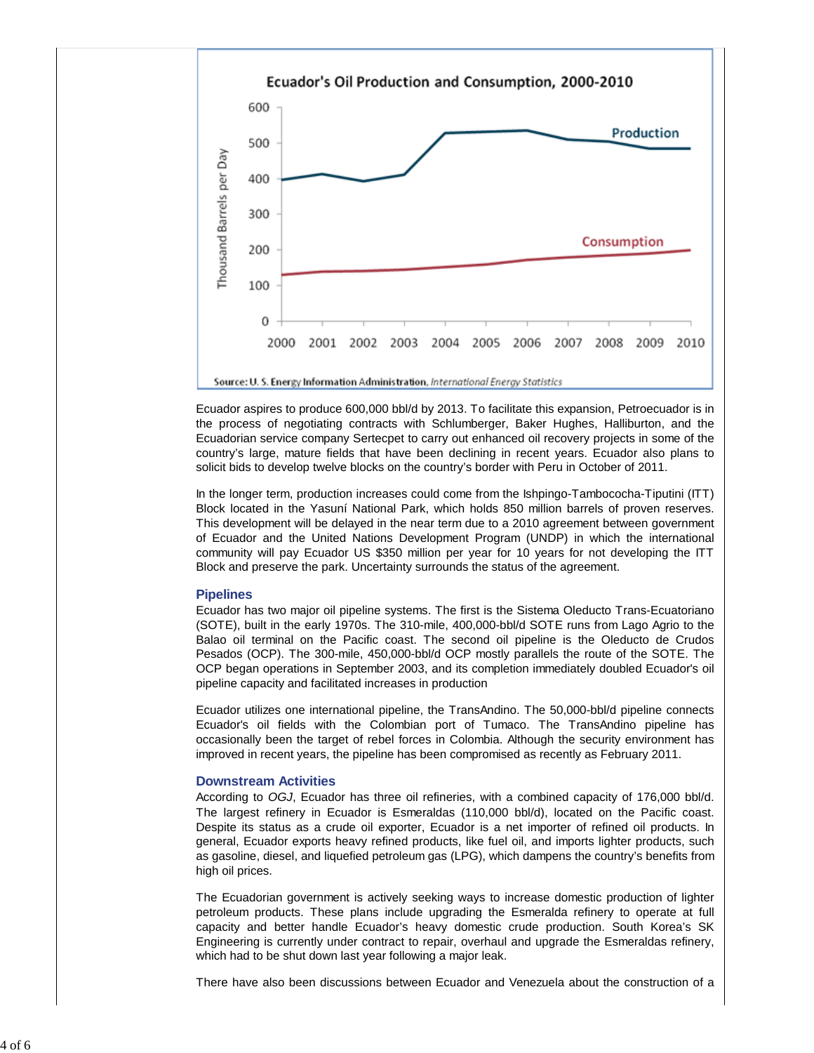Ecuador's Oil Production and Consumption, 2000-2010

Source: U. S. Energy Information Administration, *International Energy Statistics*

Ecuador aspires to produce 600,000 bbl/d by 2013. To facilitate this expansion, Petroecuador is in the process of negotiating contracts with Schlumberger, Baker Hughes, Halliburton, and the Ecuadorian service company Sertecpet to carry out enhanced oil recovery projects in some of the country's large, mature fields that have been declining in recent years. Ecuador also plans to solicit bids to develop twelve blocks on the country's border with Peru in October of 2011.

In the longer term, production increases could come from the Ishpingo-Tambococha-Tiputini (ITT) Block located in the Yasuní National Park, which holds 850 million barrels of proven reserves. This development will be delayed in the near term due to a 2010 agreement between government of Ecuador and the United Nations Development Program (UNDP) in which the international community will pay Ecuador US $350 million per year for 10 years for not developing the ITT Block and preserve the park. Uncertainty surrounds the status of the agreement.

### Pipelines

Ecuador has two major oil pipeline systems. The first is the Sistema Oleducto Trans-Ecuatoriano (SOTE), built in the early 1970s. The 310-mile, 400,000-bbl/d SOTE runs from Lago Agrio to the Balao oil terminal on the Pacific coast. The second oil pipeline is the Oleducto de Crudos Pesados (OCP). The 300-mile, 450,000-bbl/d OCP mostly parallels the route of the SOTE. The OCP began operations in September 2003, and its completion immediately doubled Ecuador's oil pipeline capacity and facilitated increases in production

Ecuador utilizes one international pipeline, the TransAndino. The 50,000-bbl/d pipeline connects Ecuador's oil fields with the Colombian port of Tumaco. The TransAndino pipeline has occasionally been the target of rebel forces in Colombia. Although the security environment has improved in recent years, the pipeline has been compromised as recently as February 2011.

### Downstream Activities

According to *OGJ*, Ecuador has three oil refineries, with a combined capacity of 176,000 bbl/d. The largest refinery in Ecuador is Esmeraldas (110,000 bbl/d), located on the Pacific coast. Despite its status as a crude oil exporter, Ecuador is a net importer of refined oil products. In general, Ecuador exports heavy refined products, like fuel oil, and imports lighter products, such as gasoline, diesel, and liquefied petroleum gas (LPG), which dampens the country's benefits from high oil prices.

The Ecuadorian government is actively seeking ways to increase domestic production of lighter petroleum products. These plans include upgrading the Esmeralda refinery to operate at full capacity and better handle Ecuador's heavy domestic crude production. South Korea's SK Engineering is currently under contract to repair, overhaul and upgrade the Esmeraldas refinery, which had to be shut down last year following a major leak.

There have also been discussions between Ecuador and Venezuela about the construction of a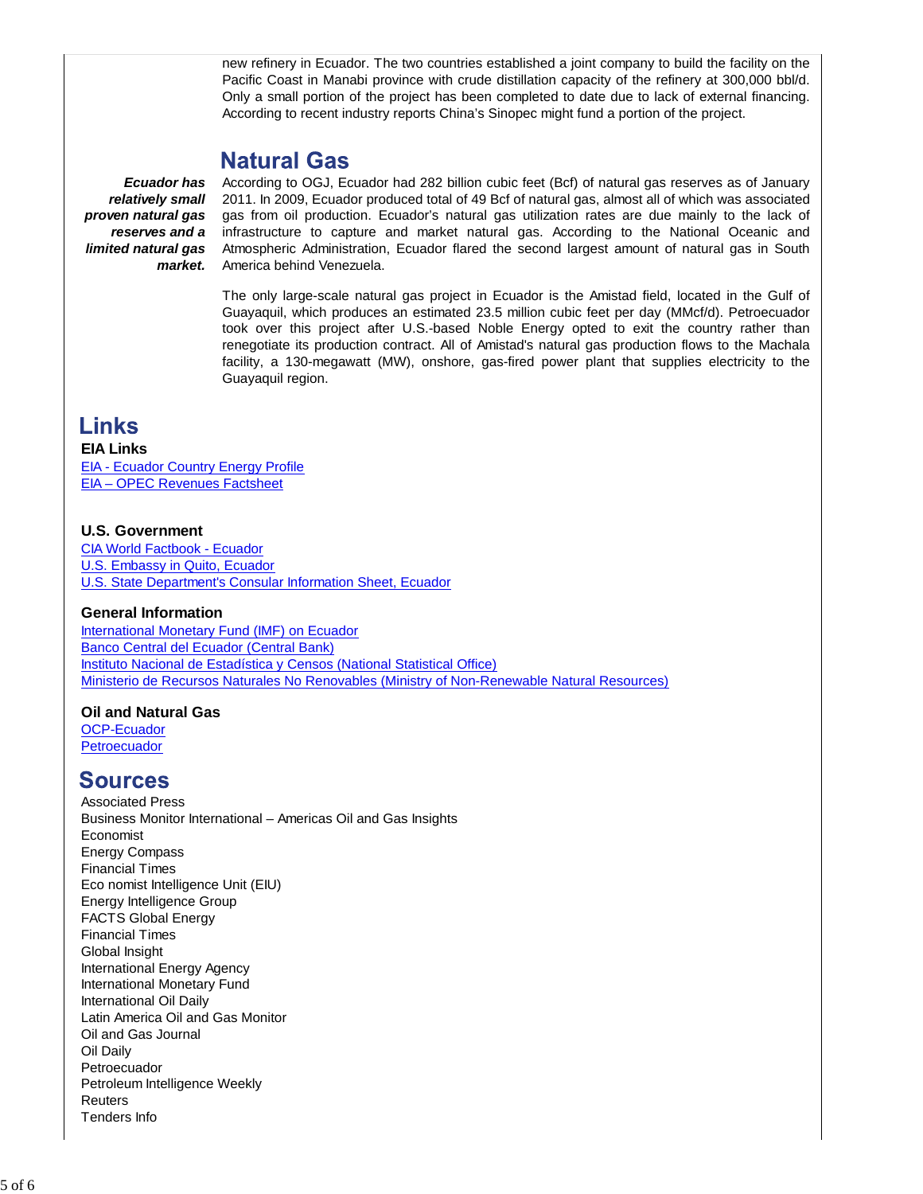new refinery in Ecuador. The two countries established a joint company to build the facility on the Pacific Coast in Manabi province with crude distillation capacity of the refinery at 300,000 bbl/d. Only a small portion of the project has been completed to date due to lack of external financing. According to recent industry reports China's Sinopec might fund a portion of the project.

## Natural Gas

***Ecuador has relatively small proven natural gas reserves and a limited natural gas market.***

According to OGJ, Ecuador had 282 billion cubic feet (Bcf) of natural gas reserves as of January 2011. In 2009, Ecuador produced total of 49 Bcf of natural gas, almost all of which was associated gas from oil production. Ecuador's natural gas utilization rates are due mainly to the lack of infrastructure to capture and market natural gas. According to the National Oceanic and Atmospheric Administration, Ecuador flared the second largest amount of natural gas in South America behind Venezuela.

The only large-scale natural gas project in Ecuador is the Amistad field, located in the Gulf of Guayaquil, which produces an estimated 23.5 million cubic feet per day (MMcf/d). Petroecuador took over this project after U.S.-based Noble Energy opted to exit the country rather than renegotiate its production contract. All of Amistad's natural gas production flows to the Machala facility, a 130-megawatt (MW), onshore, gas-fired power plant that supplies electricity to the Guayaquil region.

# Links

**EIA Links**

EIA - Ecuador Country Energy Profile
EIA – OPEC Revenues Factsheet

**U.S. Government**

CIA World Factbook - Ecuador
U.S. Embassy in Quito, Ecuador
U.S. State Department's Consular Information Sheet, Ecuador

**General Information**

International Monetary Fund (IMF) on Ecuador
Banco Central del Ecuador (Central Bank)
Instituto Nacional de Estadística y Censos (National Statistical Office)
Ministerio de Recursos Naturales No Renovables (Ministry of Non-Renewable Natural Resources)

**Oil and Natural Gas**

OCP-Ecuador
Petroecuador

# Sources

Associated Press
Business Monitor International – Americas Oil and Gas Insights
Economist
Energy Compass
Financial Times
Eco nomist Intelligence Unit (EIU)
Energy Intelligence Group
FACTS Global Energy
Financial Times
Global Insight
International Energy Agency
International Monetary Fund
International Oil Daily
Latin America Oil and Gas Monitor
Oil and Gas Journal
Oil Daily
Petroecuador
Petroleum Intelligence Weekly
Reuters
Tenders Info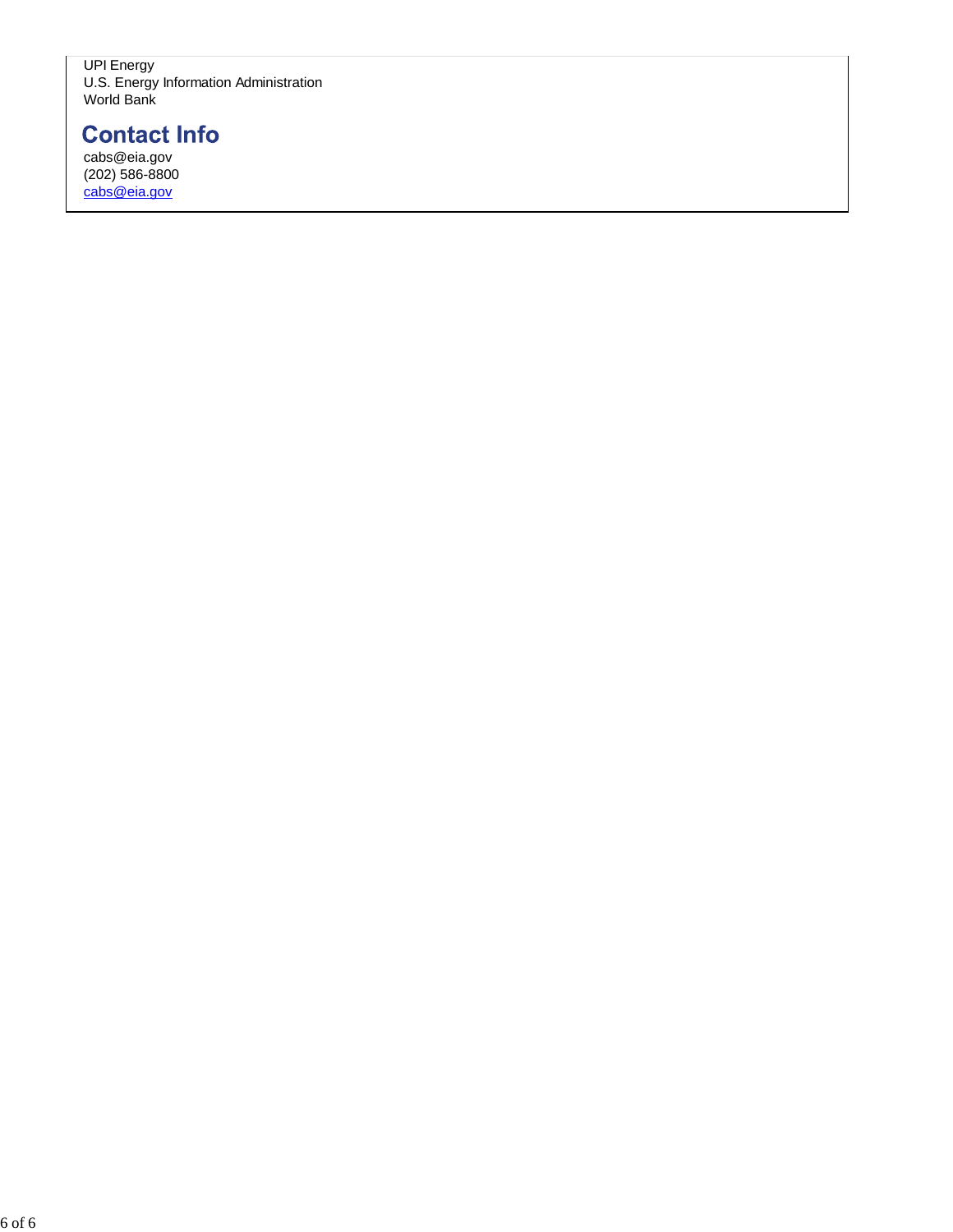UPI Energy
U.S. Energy Information Administration
World Bank

## Contact Info

cabs@eia.gov
(202) 586-8800
cabs@eia.gov